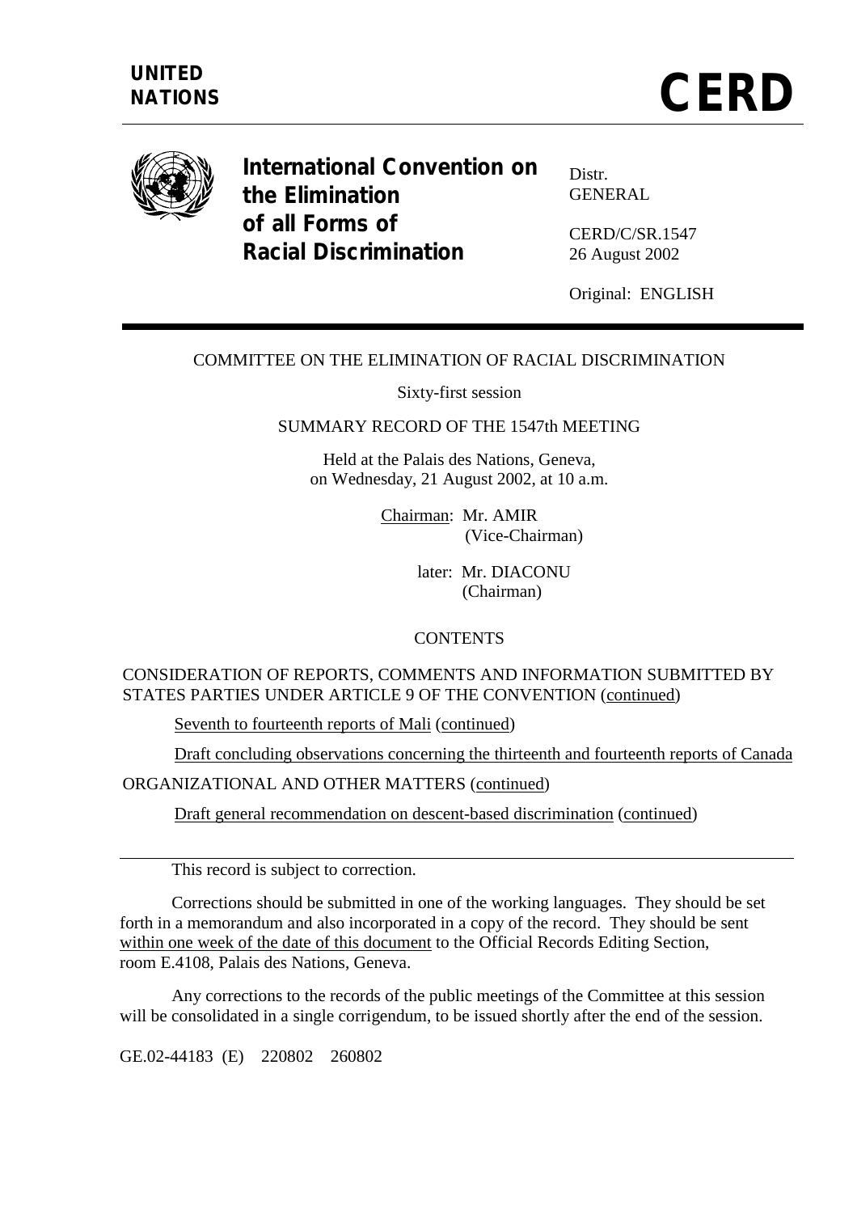**UNITED NATIONS**

# CERD

**International Convention on the Elimination of all Forms of Racial Discrimination**

Distr.
GENERAL

CERD/C/SR.1547
26 August 2002

Original: ENGLISH

COMMITTEE ON THE ELIMINATION OF RACIAL DISCRIMINATION

Sixty-first session

SUMMARY RECORD OF THE 1547th MEETING

Held at the Palais des Nations, Geneva,
on Wednesday, 21 August 2002, at 10 a.m.

Chairman: Mr. AMIR
(Vice-Chairman)

later: Mr. DIACONU
(Chairman)

CONTENTS

CONSIDERATION OF REPORTS, COMMENTS AND INFORMATION SUBMITTED BY STATES PARTIES UNDER ARTICLE 9 OF THE CONVENTION (continued)

Seventh to fourteenth reports of Mali (continued)

Draft concluding observations concerning the thirteenth and fourteenth reports of Canada

ORGANIZATIONAL AND OTHER MATTERS (continued)

Draft general recommendation on descent-based discrimination (continued)

---

This record is subject to correction.

Corrections should be submitted in one of the working languages. They should be set forth in a memorandum and also incorporated in a copy of the record. They should be sent within one week of the date of this document to the Official Records Editing Section, room E.4108, Palais des Nations, Geneva.

Any corrections to the records of the public meetings of the Committee at this session will be consolidated in a single corrigendum, to be issued shortly after the end of the session.

GE.02-44183 (E) 220802 260802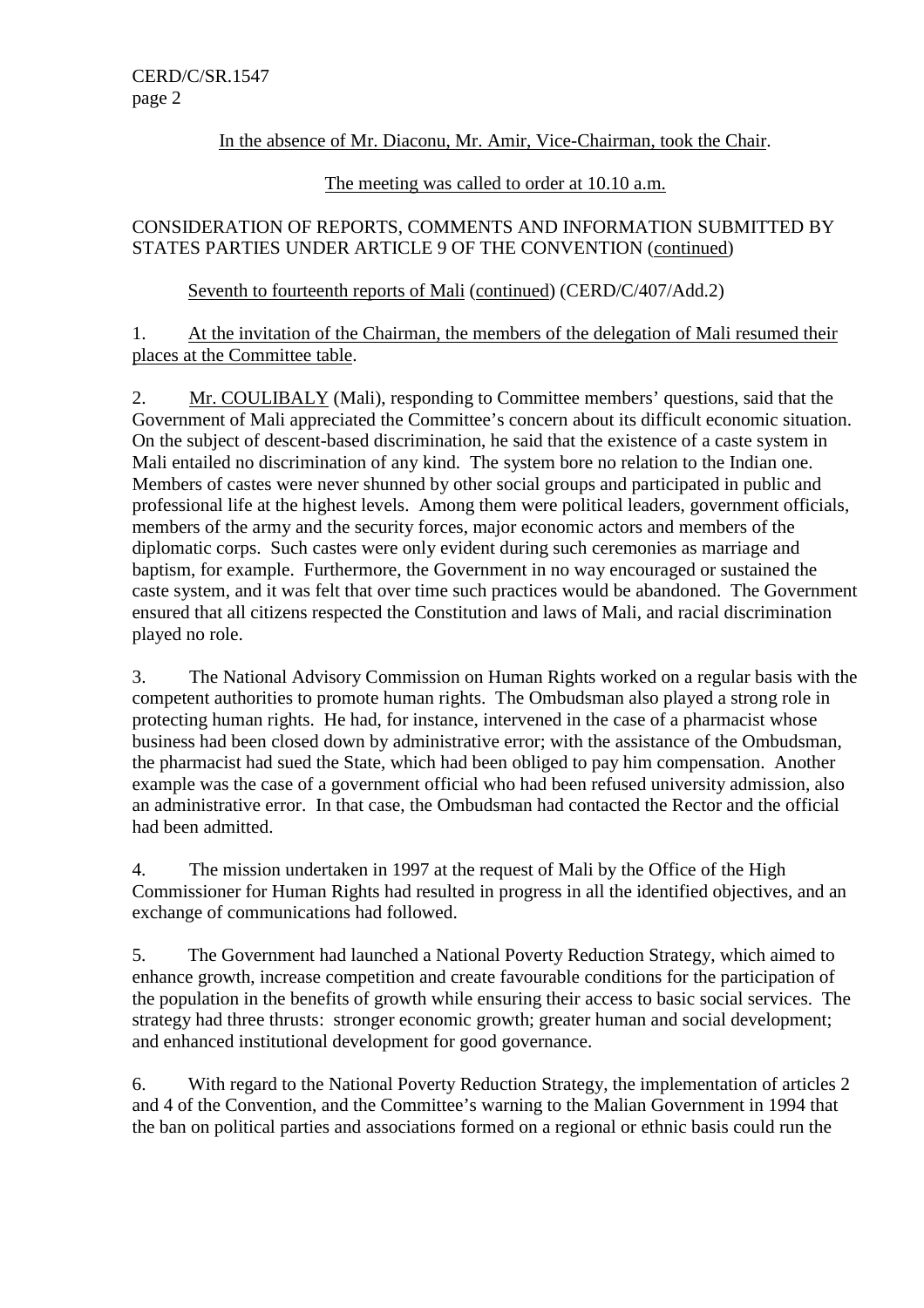In the absence of Mr. Diaconu, Mr. Amir, Vice-Chairman, took the Chair.

The meeting was called to order at 10.10 a.m.

CONSIDERATION OF REPORTS, COMMENTS AND INFORMATION SUBMITTED BY STATES PARTIES UNDER ARTICLE 9 OF THE CONVENTION (continued)

Seventh to fourteenth reports of Mali (continued) (CERD/C/407/Add.2)

1. At the invitation of the Chairman, the members of the delegation of Mali resumed their places at the Committee table.

2. Mr. COULIBALY (Mali), responding to Committee members' questions, said that the Government of Mali appreciated the Committee's concern about its difficult economic situation. On the subject of descent-based discrimination, he said that the existence of a caste system in Mali entailed no discrimination of any kind. The system bore no relation to the Indian one. Members of castes were never shunned by other social groups and participated in public and professional life at the highest levels. Among them were political leaders, government officials, members of the army and the security forces, major economic actors and members of the diplomatic corps. Such castes were only evident during such ceremonies as marriage and baptism, for example. Furthermore, the Government in no way encouraged or sustained the caste system, and it was felt that over time such practices would be abandoned. The Government ensured that all citizens respected the Constitution and laws of Mali, and racial discrimination played no role.

3. The National Advisory Commission on Human Rights worked on a regular basis with the competent authorities to promote human rights. The Ombudsman also played a strong role in protecting human rights. He had, for instance, intervened in the case of a pharmacist whose business had been closed down by administrative error; with the assistance of the Ombudsman, the pharmacist had sued the State, which had been obliged to pay him compensation. Another example was the case of a government official who had been refused university admission, also an administrative error. In that case, the Ombudsman had contacted the Rector and the official had been admitted.

4. The mission undertaken in 1997 at the request of Mali by the Office of the High Commissioner for Human Rights had resulted in progress in all the identified objectives, and an exchange of communications had followed.

5. The Government had launched a National Poverty Reduction Strategy, which aimed to enhance growth, increase competition and create favourable conditions for the participation of the population in the benefits of growth while ensuring their access to basic social services. The strategy had three thrusts: stronger economic growth; greater human and social development; and enhanced institutional development for good governance.

6. With regard to the National Poverty Reduction Strategy, the implementation of articles 2 and 4 of the Convention, and the Committee's warning to the Malian Government in 1994 that the ban on political parties and associations formed on a regional or ethnic basis could run the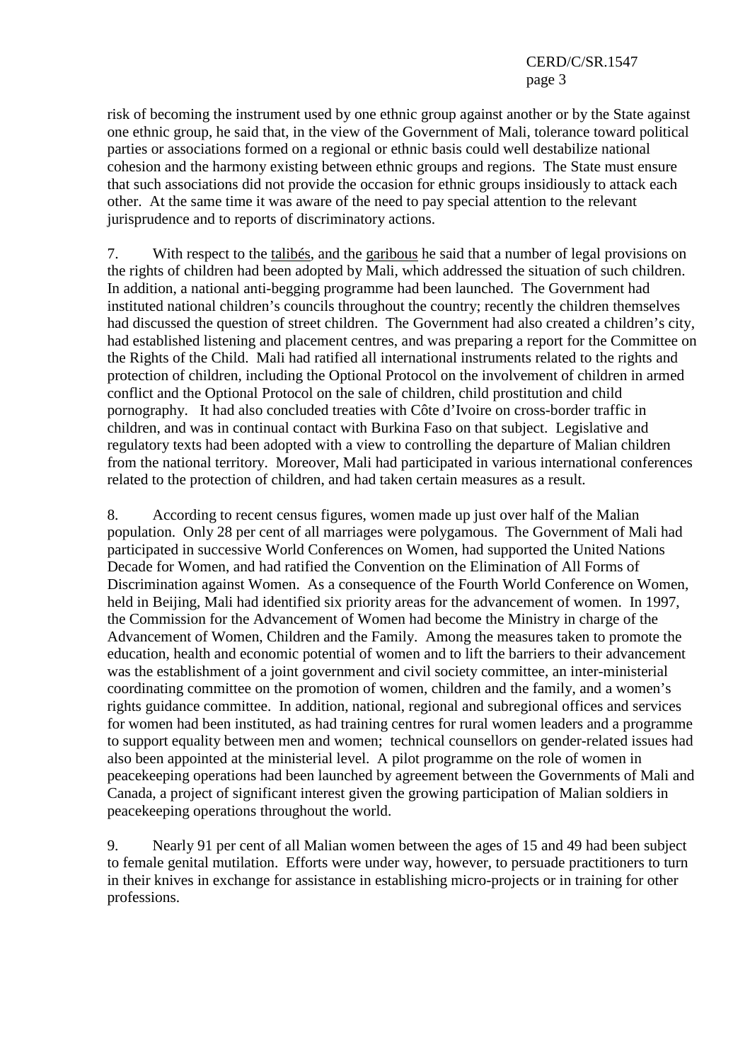risk of becoming the instrument used by one ethnic group against another or by the State against one ethnic group, he said that, in the view of the Government of Mali, tolerance toward political parties or associations formed on a regional or ethnic basis could well destabilize national cohesion and the harmony existing between ethnic groups and regions. The State must ensure that such associations did not provide the occasion for ethnic groups insidiously to attack each other. At the same time it was aware of the need to pay special attention to the relevant jurisprudence and to reports of discriminatory actions.

7. With respect to the talibés, and the garibous he said that a number of legal provisions on the rights of children had been adopted by Mali, which addressed the situation of such children. In addition, a national anti-begging programme had been launched. The Government had instituted national children's councils throughout the country; recently the children themselves had discussed the question of street children. The Government had also created a children's city, had established listening and placement centres, and was preparing a report for the Committee on the Rights of the Child. Mali had ratified all international instruments related to the rights and protection of children, including the Optional Protocol on the involvement of children in armed conflict and the Optional Protocol on the sale of children, child prostitution and child pornography. It had also concluded treaties with Côte d'Ivoire on cross-border traffic in children, and was in continual contact with Burkina Faso on that subject. Legislative and regulatory texts had been adopted with a view to controlling the departure of Malian children from the national territory. Moreover, Mali had participated in various international conferences related to the protection of children, and had taken certain measures as a result.

8. According to recent census figures, women made up just over half of the Malian population. Only 28 per cent of all marriages were polygamous. The Government of Mali had participated in successive World Conferences on Women, had supported the United Nations Decade for Women, and had ratified the Convention on the Elimination of All Forms of Discrimination against Women. As a consequence of the Fourth World Conference on Women, held in Beijing, Mali had identified six priority areas for the advancement of women. In 1997, the Commission for the Advancement of Women had become the Ministry in charge of the Advancement of Women, Children and the Family. Among the measures taken to promote the education, health and economic potential of women and to lift the barriers to their advancement was the establishment of a joint government and civil society committee, an inter-ministerial coordinating committee on the promotion of women, children and the family, and a women's rights guidance committee. In addition, national, regional and subregional offices and services for women had been instituted, as had training centres for rural women leaders and a programme to support equality between men and women; technical counsellors on gender-related issues had also been appointed at the ministerial level. A pilot programme on the role of women in peacekeeping operations had been launched by agreement between the Governments of Mali and Canada, a project of significant interest given the growing participation of Malian soldiers in peacekeeping operations throughout the world.

9. Nearly 91 per cent of all Malian women between the ages of 15 and 49 had been subject to female genital mutilation. Efforts were under way, however, to persuade practitioners to turn in their knives in exchange for assistance in establishing micro-projects or in training for other professions.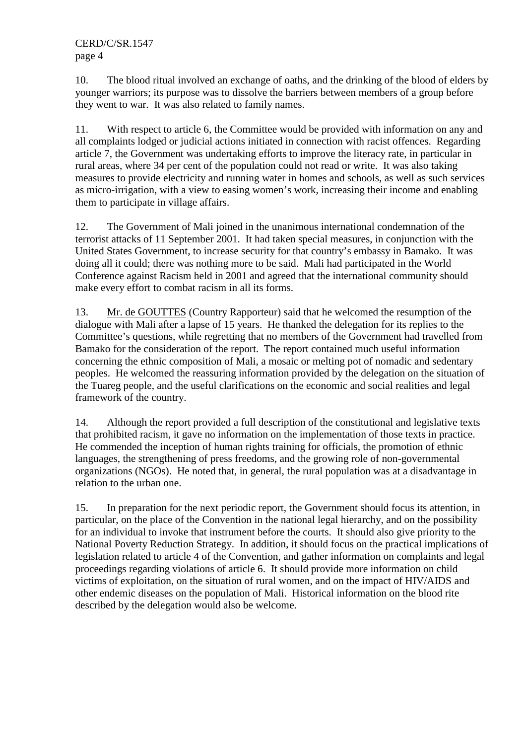10. The blood ritual involved an exchange of oaths, and the drinking of the blood of elders by younger warriors; its purpose was to dissolve the barriers between members of a group before they went to war. It was also related to family names.

11. With respect to article 6, the Committee would be provided with information on any and all complaints lodged or judicial actions initiated in connection with racist offences. Regarding article 7, the Government was undertaking efforts to improve the literacy rate, in particular in rural areas, where 34 per cent of the population could not read or write. It was also taking measures to provide electricity and running water in homes and schools, as well as such services as micro-irrigation, with a view to easing women's work, increasing their income and enabling them to participate in village affairs.

12. The Government of Mali joined in the unanimous international condemnation of the terrorist attacks of 11 September 2001. It had taken special measures, in conjunction with the United States Government, to increase security for that country's embassy in Bamako. It was doing all it could; there was nothing more to be said. Mali had participated in the World Conference against Racism held in 2001 and agreed that the international community should make every effort to combat racism in all its forms.

13. Mr. de GOUTTES (Country Rapporteur) said that he welcomed the resumption of the dialogue with Mali after a lapse of 15 years. He thanked the delegation for its replies to the Committee's questions, while regretting that no members of the Government had travelled from Bamako for the consideration of the report. The report contained much useful information concerning the ethnic composition of Mali, a mosaic or melting pot of nomadic and sedentary peoples. He welcomed the reassuring information provided by the delegation on the situation of the Tuareg people, and the useful clarifications on the economic and social realities and legal framework of the country.

14. Although the report provided a full description of the constitutional and legislative texts that prohibited racism, it gave no information on the implementation of those texts in practice. He commended the inception of human rights training for officials, the promotion of ethnic languages, the strengthening of press freedoms, and the growing role of non-governmental organizations (NGOs). He noted that, in general, the rural population was at a disadvantage in relation to the urban one.

15. In preparation for the next periodic report, the Government should focus its attention, in particular, on the place of the Convention in the national legal hierarchy, and on the possibility for an individual to invoke that instrument before the courts. It should also give priority to the National Poverty Reduction Strategy. In addition, it should focus on the practical implications of legislation related to article 4 of the Convention, and gather information on complaints and legal proceedings regarding violations of article 6. It should provide more information on child victims of exploitation, on the situation of rural women, and on the impact of HIV/AIDS and other endemic diseases on the population of Mali. Historical information on the blood rite described by the delegation would also be welcome.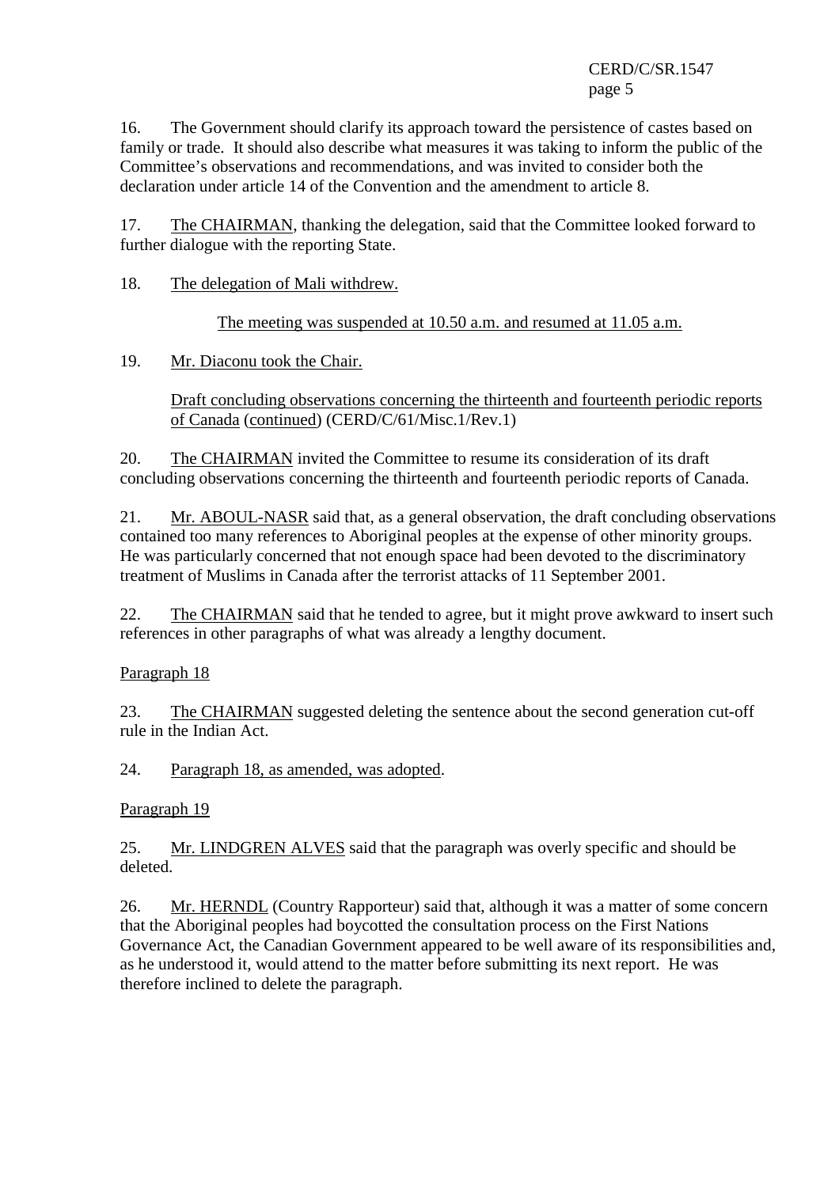16. The Government should clarify its approach toward the persistence of castes based on family or trade. It should also describe what measures it was taking to inform the public of the Committee's observations and recommendations, and was invited to consider both the declaration under article 14 of the Convention and the amendment to article 8.

17. The CHAIRMAN, thanking the delegation, said that the Committee looked forward to further dialogue with the reporting State.

18. The delegation of Mali withdrew.

The meeting was suspended at 10.50 a.m. and resumed at 11.05 a.m.

19. Mr. Diaconu took the Chair.

Draft concluding observations concerning the thirteenth and fourteenth periodic reports of Canada (continued) (CERD/C/61/Misc.1/Rev.1)

20. The CHAIRMAN invited the Committee to resume its consideration of its draft concluding observations concerning the thirteenth and fourteenth periodic reports of Canada.

21. Mr. ABOUL-NASR said that, as a general observation, the draft concluding observations contained too many references to Aboriginal peoples at the expense of other minority groups. He was particularly concerned that not enough space had been devoted to the discriminatory treatment of Muslims in Canada after the terrorist attacks of 11 September 2001.

22. The CHAIRMAN said that he tended to agree, but it might prove awkward to insert such references in other paragraphs of what was already a lengthy document.

Paragraph 18

23. The CHAIRMAN suggested deleting the sentence about the second generation cut-off rule in the Indian Act.

24. Paragraph 18, as amended, was adopted.

Paragraph 19

25. Mr. LINDGREN ALVES said that the paragraph was overly specific and should be deleted.

26. Mr. HERNDL (Country Rapporteur) said that, although it was a matter of some concern that the Aboriginal peoples had boycotted the consultation process on the First Nations Governance Act, the Canadian Government appeared to be well aware of its responsibilities and, as he understood it, would attend to the matter before submitting its next report. He was therefore inclined to delete the paragraph.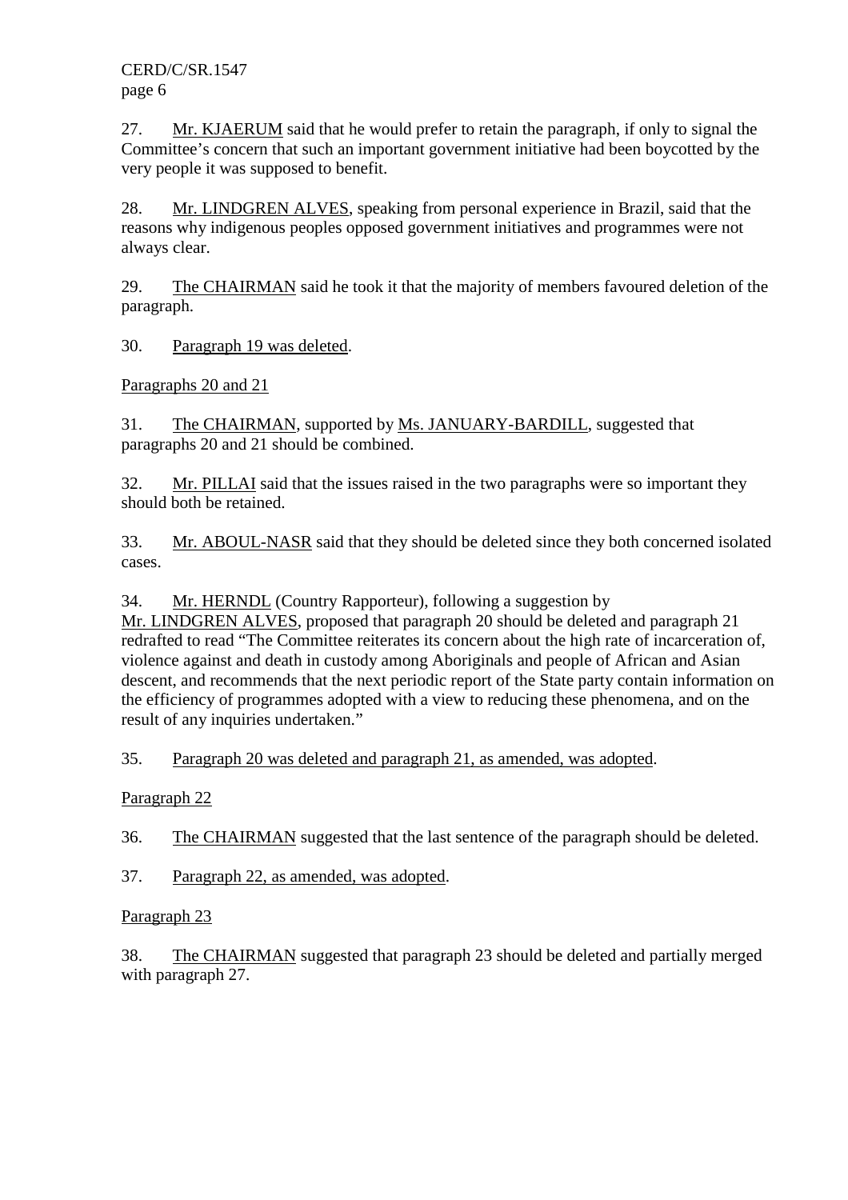27. Mr. KJAERUM said that he would prefer to retain the paragraph, if only to signal the Committee's concern that such an important government initiative had been boycotted by the very people it was supposed to benefit.

28. Mr. LINDGREN ALVES, speaking from personal experience in Brazil, said that the reasons why indigenous peoples opposed government initiatives and programmes were not always clear.

29. The CHAIRMAN said he took it that the majority of members favoured deletion of the paragraph.

30. Paragraph 19 was deleted.

Paragraphs 20 and 21

31. The CHAIRMAN, supported by Ms. JANUARY-BARDILL, suggested that paragraphs 20 and 21 should be combined.

32. Mr. PILLAI said that the issues raised in the two paragraphs were so important they should both be retained.

33. Mr. ABOUL-NASR said that they should be deleted since they both concerned isolated cases.

34. Mr. HERNDL (Country Rapporteur), following a suggestion by Mr. LINDGREN ALVES, proposed that paragraph 20 should be deleted and paragraph 21 redrafted to read "The Committee reiterates its concern about the high rate of incarceration of, violence against and death in custody among Aboriginals and people of African and Asian descent, and recommends that the next periodic report of the State party contain information on the efficiency of programmes adopted with a view to reducing these phenomena, and on the result of any inquiries undertaken."

35. Paragraph 20 was deleted and paragraph 21, as amended, was adopted.

Paragraph 22

36. The CHAIRMAN suggested that the last sentence of the paragraph should be deleted.

37. Paragraph 22, as amended, was adopted.

Paragraph 23

38. The CHAIRMAN suggested that paragraph 23 should be deleted and partially merged with paragraph 27.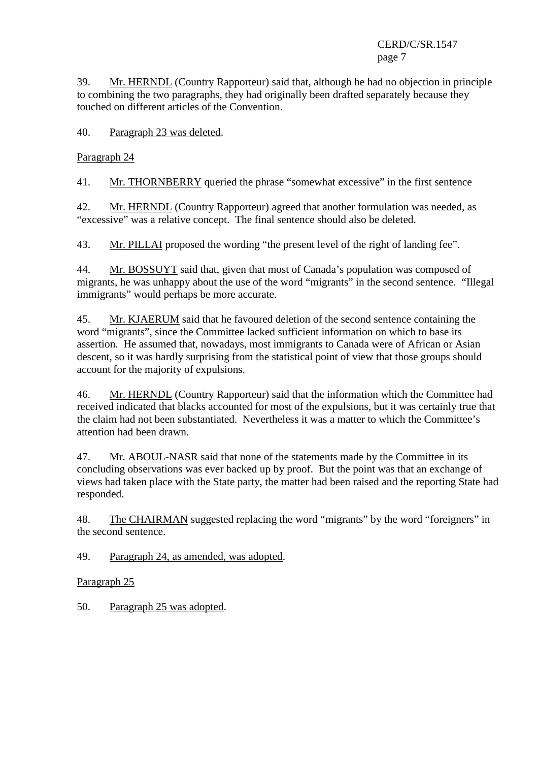39. Mr. HERNDL (Country Rapporteur) said that, although he had no objection in principle to combining the two paragraphs, they had originally been drafted separately because they touched on different articles of the Convention.

40. Paragraph 23 was deleted.

Paragraph 24

41. Mr. THORNBERRY queried the phrase "somewhat excessive" in the first sentence

42. Mr. HERNDL (Country Rapporteur) agreed that another formulation was needed, as "excessive" was a relative concept. The final sentence should also be deleted.

43. Mr. PILLAI proposed the wording "the present level of the right of landing fee".

44. Mr. BOSSUYT said that, given that most of Canada's population was composed of migrants, he was unhappy about the use of the word "migrants" in the second sentence. "Illegal immigrants" would perhaps be more accurate.

45. Mr. KJAERUM said that he favoured deletion of the second sentence containing the word "migrants", since the Committee lacked sufficient information on which to base its assertion. He assumed that, nowadays, most immigrants to Canada were of African or Asian descent, so it was hardly surprising from the statistical point of view that those groups should account for the majority of expulsions.

46. Mr. HERNDL (Country Rapporteur) said that the information which the Committee had received indicated that blacks accounted for most of the expulsions, but it was certainly true that the claim had not been substantiated. Nevertheless it was a matter to which the Committee's attention had been drawn.

47. Mr. ABOUL-NASR said that none of the statements made by the Committee in its concluding observations was ever backed up by proof. But the point was that an exchange of views had taken place with the State party, the matter had been raised and the reporting State had responded.

48. The CHAIRMAN suggested replacing the word "migrants" by the word "foreigners" in the second sentence.

49. Paragraph 24, as amended, was adopted.

Paragraph 25

50. Paragraph 25 was adopted.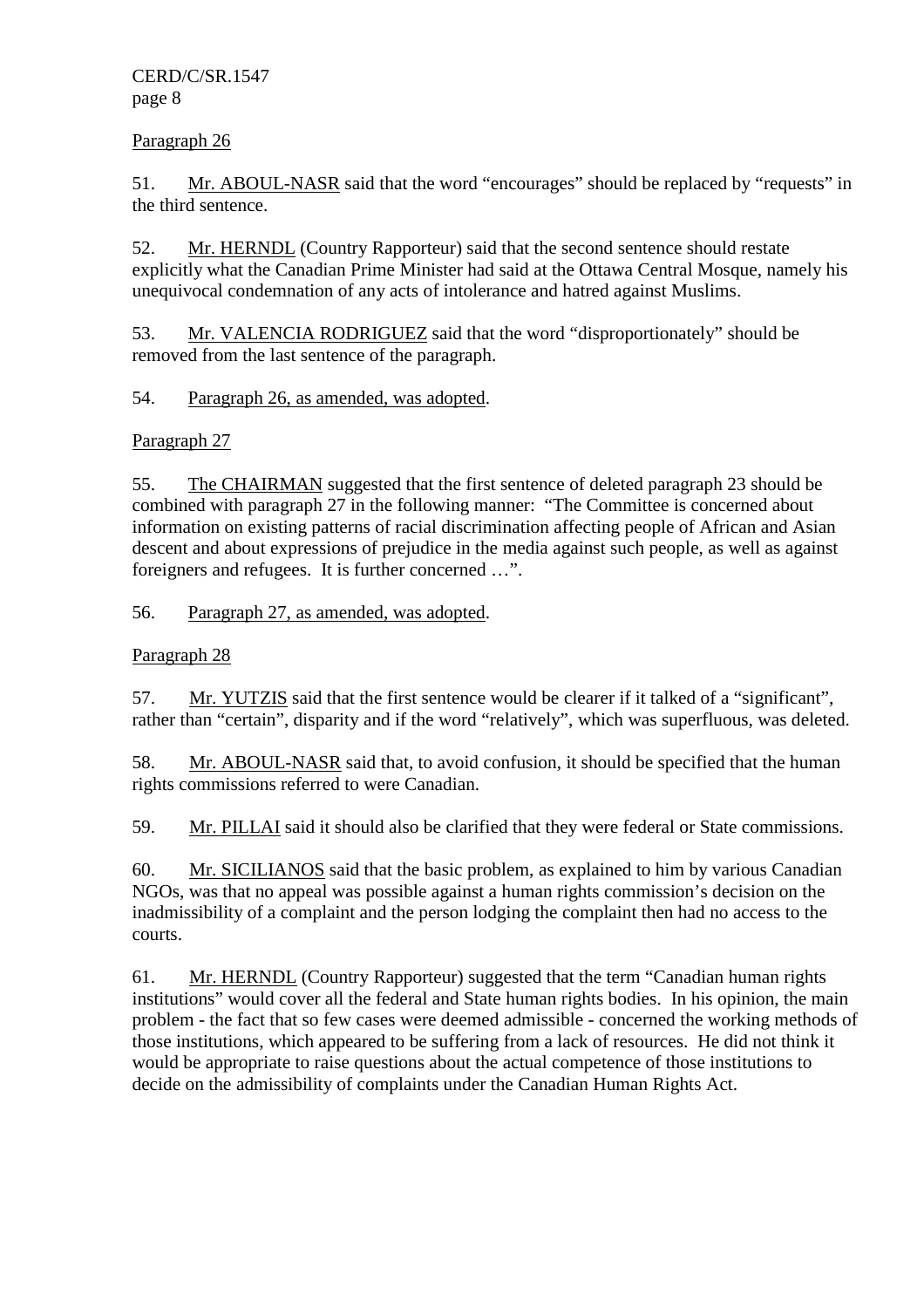Paragraph 26

51. Mr. ABOUL-NASR said that the word “encourages” should be replaced by “requests” in the third sentence.

52. Mr. HERNDL (Country Rapporteur) said that the second sentence should restate explicitly what the Canadian Prime Minister had said at the Ottawa Central Mosque, namely his unequivocal condemnation of any acts of intolerance and hatred against Muslims.

53. Mr. VALENCIA RODRIGUEZ said that the word “disproportionately” should be removed from the last sentence of the paragraph.

54. Paragraph 26, as amended, was adopted.

Paragraph 27

55. The CHAIRMAN suggested that the first sentence of deleted paragraph 23 should be combined with paragraph 27 in the following manner: “The Committee is concerned about information on existing patterns of racial discrimination affecting people of African and Asian descent and about expressions of prejudice in the media against such people, as well as against foreigners and refugees. It is further concerned …”.

56. Paragraph 27, as amended, was adopted.

Paragraph 28

57. Mr. YUTZIS said that the first sentence would be clearer if it talked of a “significant”, rather than “certain”, disparity and if the word “relatively”, which was superfluous, was deleted.

58. Mr. ABOUL-NASR said that, to avoid confusion, it should be specified that the human rights commissions referred to were Canadian.

59. Mr. PILLAI said it should also be clarified that they were federal or State commissions.

60. Mr. SICILIANOS said that the basic problem, as explained to him by various Canadian NGOs, was that no appeal was possible against a human rights commission’s decision on the inadmissibility of a complaint and the person lodging the complaint then had no access to the courts.

61. Mr. HERNDL (Country Rapporteur) suggested that the term “Canadian human rights institutions” would cover all the federal and State human rights bodies. In his opinion, the main problem - the fact that so few cases were deemed admissible - concerned the working methods of those institutions, which appeared to be suffering from a lack of resources. He did not think it would be appropriate to raise questions about the actual competence of those institutions to decide on the admissibility of complaints under the Canadian Human Rights Act.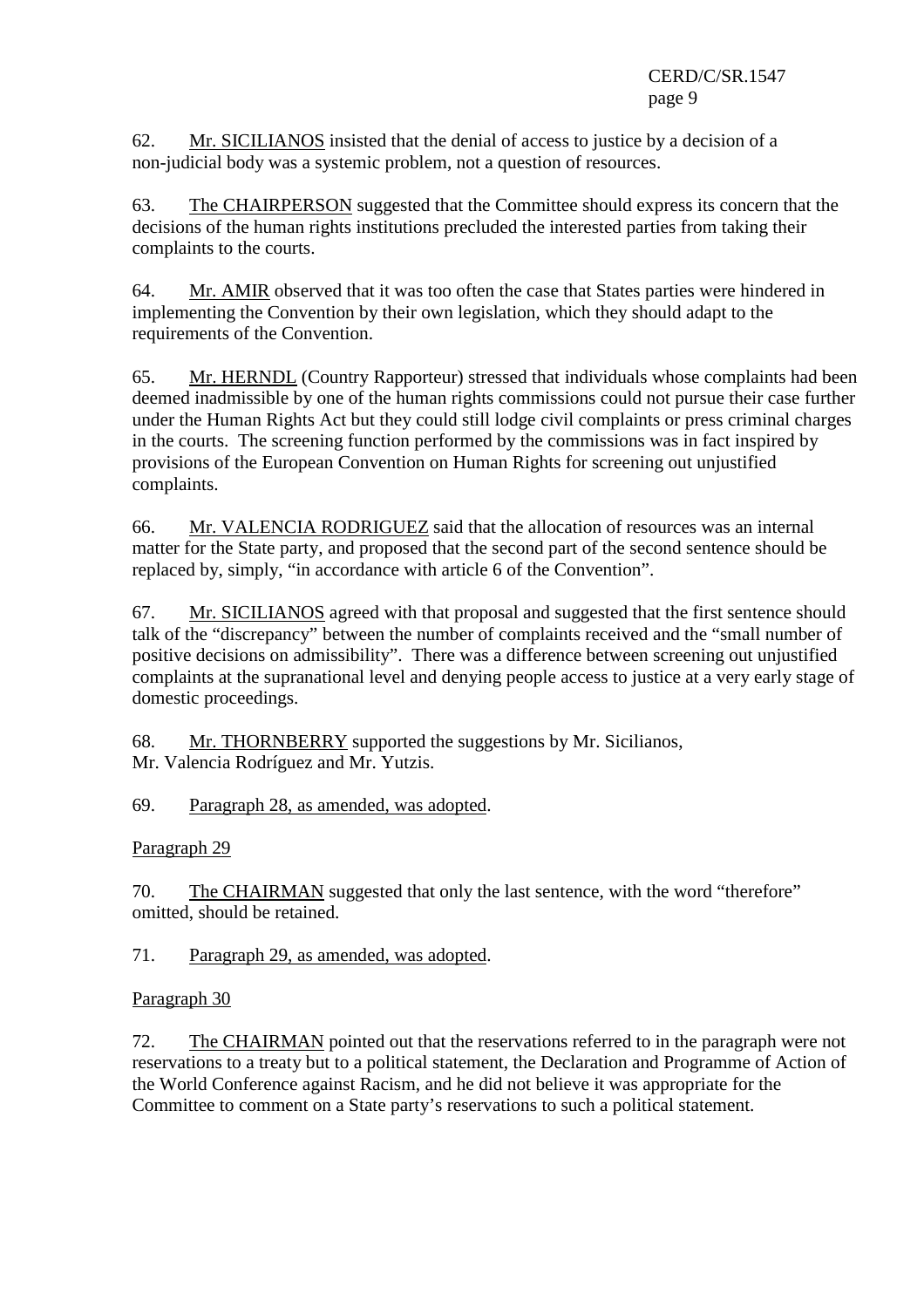62. Mr. SICILIANOS insisted that the denial of access to justice by a decision of a non-judicial body was a systemic problem, not a question of resources.

63. The CHAIRPERSON suggested that the Committee should express its concern that the decisions of the human rights institutions precluded the interested parties from taking their complaints to the courts.

64. Mr. AMIR observed that it was too often the case that States parties were hindered in implementing the Convention by their own legislation, which they should adapt to the requirements of the Convention.

65. Mr. HERNDL (Country Rapporteur) stressed that individuals whose complaints had been deemed inadmissible by one of the human rights commissions could not pursue their case further under the Human Rights Act but they could still lodge civil complaints or press criminal charges in the courts. The screening function performed by the commissions was in fact inspired by provisions of the European Convention on Human Rights for screening out unjustified complaints.

66. Mr. VALENCIA RODRIGUEZ said that the allocation of resources was an internal matter for the State party, and proposed that the second part of the second sentence should be replaced by, simply, "in accordance with article 6 of the Convention".

67. Mr. SICILIANOS agreed with that proposal and suggested that the first sentence should talk of the "discrepancy" between the number of complaints received and the "small number of positive decisions on admissibility". There was a difference between screening out unjustified complaints at the supranational level and denying people access to justice at a very early stage of domestic proceedings.

68. Mr. THORNBERRY supported the suggestions by Mr. Sicilianos, Mr. Valencia Rodríguez and Mr. Yutzis.

69. Paragraph 28, as amended, was adopted.

Paragraph 29

70. The CHAIRMAN suggested that only the last sentence, with the word "therefore" omitted, should be retained.

71. Paragraph 29, as amended, was adopted.

Paragraph 30

72. The CHAIRMAN pointed out that the reservations referred to in the paragraph were not reservations to a treaty but to a political statement, the Declaration and Programme of Action of the World Conference against Racism, and he did not believe it was appropriate for the Committee to comment on a State party's reservations to such a political statement.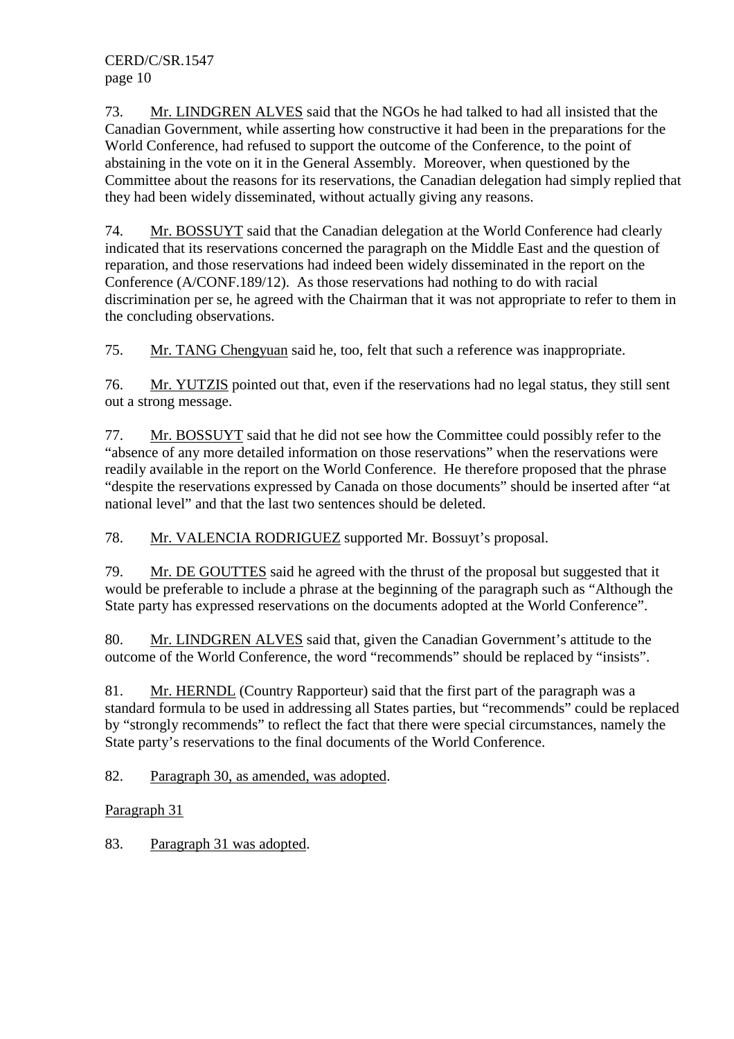73. Mr. LINDGREN ALVES said that the NGOs he had talked to had all insisted that the Canadian Government, while asserting how constructive it had been in the preparations for the World Conference, had refused to support the outcome of the Conference, to the point of abstaining in the vote on it in the General Assembly. Moreover, when questioned by the Committee about the reasons for its reservations, the Canadian delegation had simply replied that they had been widely disseminated, without actually giving any reasons.

74. Mr. BOSSUYT said that the Canadian delegation at the World Conference had clearly indicated that its reservations concerned the paragraph on the Middle East and the question of reparation, and those reservations had indeed been widely disseminated in the report on the Conference (A/CONF.189/12). As those reservations had nothing to do with racial discrimination per se, he agreed with the Chairman that it was not appropriate to refer to them in the concluding observations.

75. Mr. TANG Chengyuan said he, too, felt that such a reference was inappropriate.

76. Mr. YUTZIS pointed out that, even if the reservations had no legal status, they still sent out a strong message.

77. Mr. BOSSUYT said that he did not see how the Committee could possibly refer to the "absence of any more detailed information on those reservations" when the reservations were readily available in the report on the World Conference. He therefore proposed that the phrase "despite the reservations expressed by Canada on those documents" should be inserted after "at national level" and that the last two sentences should be deleted.

78. Mr. VALENCIA RODRIGUEZ supported Mr. Bossuyt's proposal.

79. Mr. DE GOUTTES said he agreed with the thrust of the proposal but suggested that it would be preferable to include a phrase at the beginning of the paragraph such as "Although the State party has expressed reservations on the documents adopted at the World Conference".

80. Mr. LINDGREN ALVES said that, given the Canadian Government's attitude to the outcome of the World Conference, the word "recommends" should be replaced by "insists".

81. Mr. HERNDL (Country Rapporteur) said that the first part of the paragraph was a standard formula to be used in addressing all States parties, but "recommends" could be replaced by "strongly recommends" to reflect the fact that there were special circumstances, namely the State party's reservations to the final documents of the World Conference.

82. Paragraph 30, as amended, was adopted.

Paragraph 31

83. Paragraph 31 was adopted.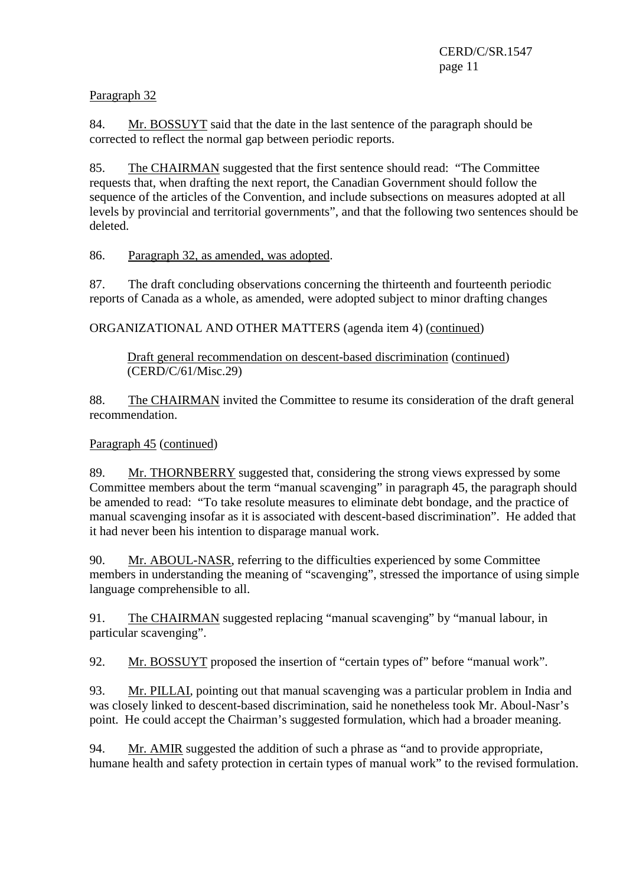Paragraph 32

84. Mr. BOSSUYT said that the date in the last sentence of the paragraph should be corrected to reflect the normal gap between periodic reports.

85. The CHAIRMAN suggested that the first sentence should read: "The Committee requests that, when drafting the next report, the Canadian Government should follow the sequence of the articles of the Convention, and include subsections on measures adopted at all levels by provincial and territorial governments", and that the following two sentences should be deleted.

86. Paragraph 32, as amended, was adopted.

87. The draft concluding observations concerning the thirteenth and fourteenth periodic reports of Canada as a whole, as amended, were adopted subject to minor drafting changes

ORGANIZATIONAL AND OTHER MATTERS (agenda item 4) (continued)

Draft general recommendation on descent-based discrimination (continued) (CERD/C/61/Misc.29)

88. The CHAIRMAN invited the Committee to resume its consideration of the draft general recommendation.

Paragraph 45 (continued)

89. Mr. THORNBERRY suggested that, considering the strong views expressed by some Committee members about the term "manual scavenging" in paragraph 45, the paragraph should be amended to read: "To take resolute measures to eliminate debt bondage, and the practice of manual scavenging insofar as it is associated with descent-based discrimination". He added that it had never been his intention to disparage manual work.

90. Mr. ABOUL-NASR, referring to the difficulties experienced by some Committee members in understanding the meaning of "scavenging", stressed the importance of using simple language comprehensible to all.

91. The CHAIRMAN suggested replacing "manual scavenging" by "manual labour, in particular scavenging".

92. Mr. BOSSUYT proposed the insertion of "certain types of" before "manual work".

93. Mr. PILLAI, pointing out that manual scavenging was a particular problem in India and was closely linked to descent-based discrimination, said he nonetheless took Mr. Aboul-Nasr's point. He could accept the Chairman's suggested formulation, which had a broader meaning.

94. Mr. AMIR suggested the addition of such a phrase as "and to provide appropriate, humane health and safety protection in certain types of manual work" to the revised formulation.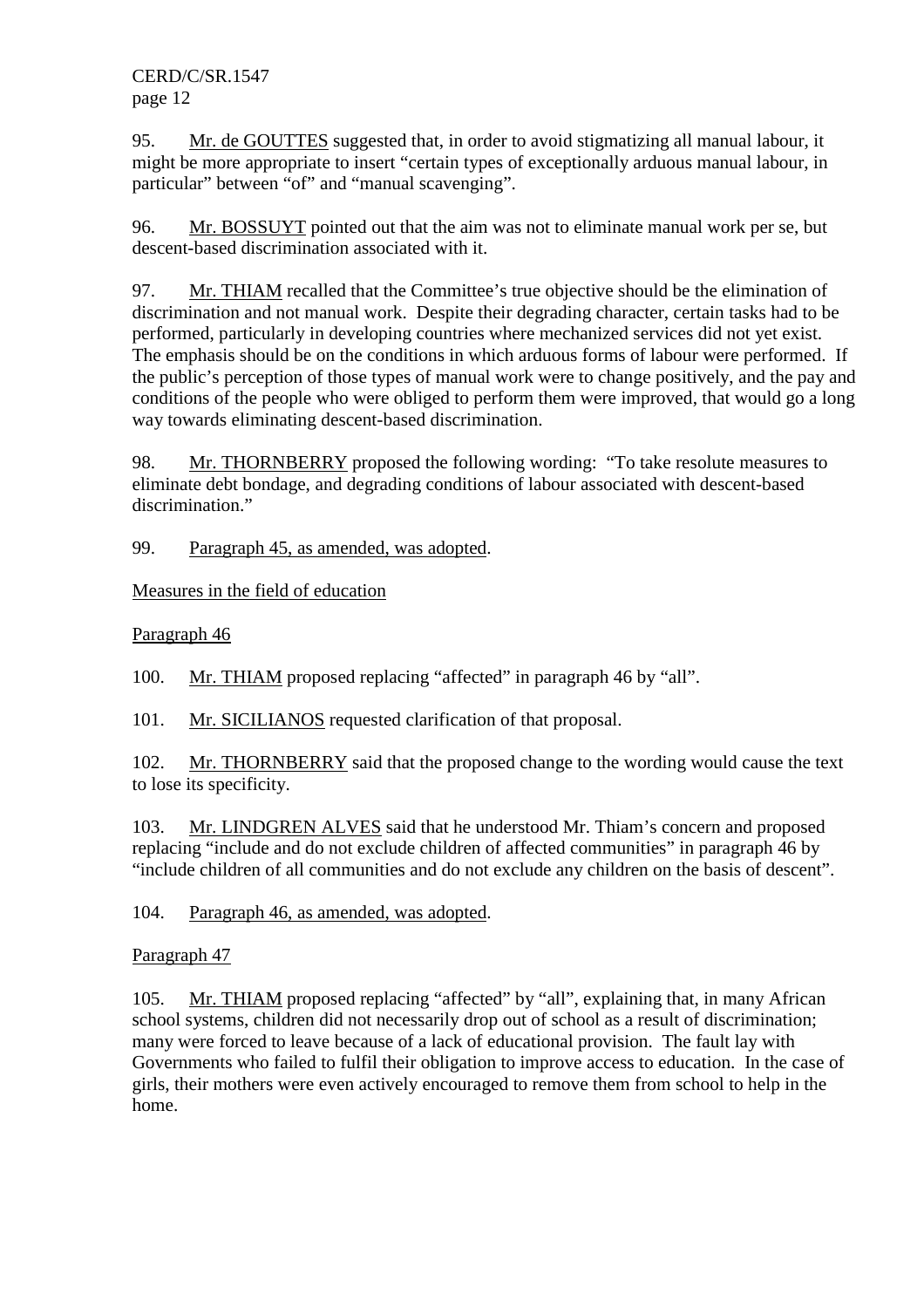95. Mr. de GOUTTES suggested that, in order to avoid stigmatizing all manual labour, it might be more appropriate to insert "certain types of exceptionally arduous manual labour, in particular" between "of" and "manual scavenging".

96. Mr. BOSSUYT pointed out that the aim was not to eliminate manual work per se, but descent-based discrimination associated with it.

97. Mr. THIAM recalled that the Committee's true objective should be the elimination of discrimination and not manual work. Despite their degrading character, certain tasks had to be performed, particularly in developing countries where mechanized services did not yet exist. The emphasis should be on the conditions in which arduous forms of labour were performed. If the public's perception of those types of manual work were to change positively, and the pay and conditions of the people who were obliged to perform them were improved, that would go a long way towards eliminating descent-based discrimination.

98. Mr. THORNBERRY proposed the following wording: "To take resolute measures to eliminate debt bondage, and degrading conditions of labour associated with descent-based discrimination."

99. Paragraph 45, as amended, was adopted.

Measures in the field of education

Paragraph 46

100. Mr. THIAM proposed replacing "affected" in paragraph 46 by "all".

101. Mr. SICILIANOS requested clarification of that proposal.

102. Mr. THORNBERRY said that the proposed change to the wording would cause the text to lose its specificity.

103. Mr. LINDGREN ALVES said that he understood Mr. Thiam's concern and proposed replacing "include and do not exclude children of affected communities" in paragraph 46 by "include children of all communities and do not exclude any children on the basis of descent".

104. Paragraph 46, as amended, was adopted.

Paragraph 47

105. Mr. THIAM proposed replacing "affected" by "all", explaining that, in many African school systems, children did not necessarily drop out of school as a result of discrimination; many were forced to leave because of a lack of educational provision. The fault lay with Governments who failed to fulfil their obligation to improve access to education. In the case of girls, their mothers were even actively encouraged to remove them from school to help in the home.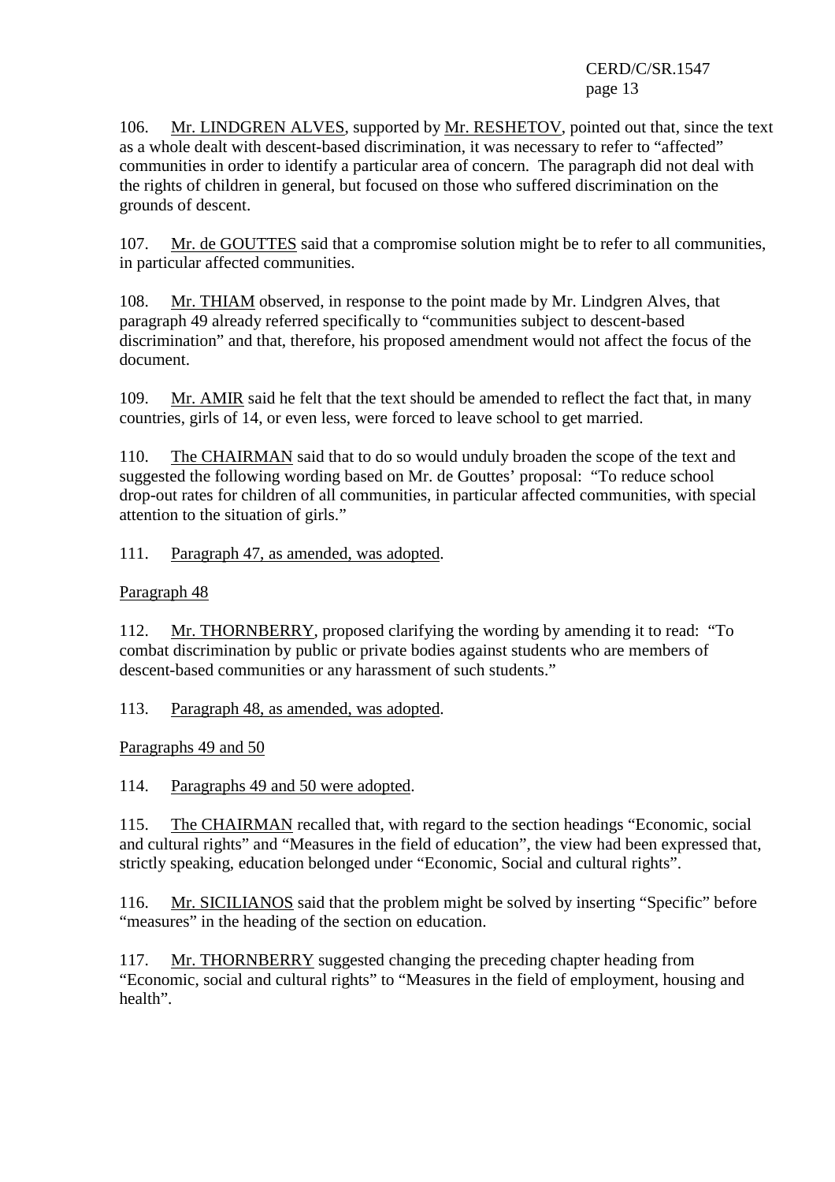106. Mr. LINDGREN ALVES, supported by Mr. RESHETOV, pointed out that, since the text as a whole dealt with descent-based discrimination, it was necessary to refer to "affected" communities in order to identify a particular area of concern. The paragraph did not deal with the rights of children in general, but focused on those who suffered discrimination on the grounds of descent.

107. Mr. de GOUTTES said that a compromise solution might be to refer to all communities, in particular affected communities.

108. Mr. THIAM observed, in response to the point made by Mr. Lindgren Alves, that paragraph 49 already referred specifically to "communities subject to descent-based discrimination" and that, therefore, his proposed amendment would not affect the focus of the document.

109. Mr. AMIR said he felt that the text should be amended to reflect the fact that, in many countries, girls of 14, or even less, were forced to leave school to get married.

110. The CHAIRMAN said that to do so would unduly broaden the scope of the text and suggested the following wording based on Mr. de Gouttes' proposal: "To reduce school drop-out rates for children of all communities, in particular affected communities, with special attention to the situation of girls."

111. Paragraph 47, as amended, was adopted.

Paragraph 48

112. Mr. THORNBERRY, proposed clarifying the wording by amending it to read: "To combat discrimination by public or private bodies against students who are members of descent-based communities or any harassment of such students."

113. Paragraph 48, as amended, was adopted.

Paragraphs 49 and 50

114. Paragraphs 49 and 50 were adopted.

115. The CHAIRMAN recalled that, with regard to the section headings "Economic, social and cultural rights" and "Measures in the field of education", the view had been expressed that, strictly speaking, education belonged under "Economic, Social and cultural rights".

116. Mr. SICILIANOS said that the problem might be solved by inserting "Specific" before "measures" in the heading of the section on education.

117. Mr. THORNBERRY suggested changing the preceding chapter heading from "Economic, social and cultural rights" to "Measures in the field of employment, housing and health".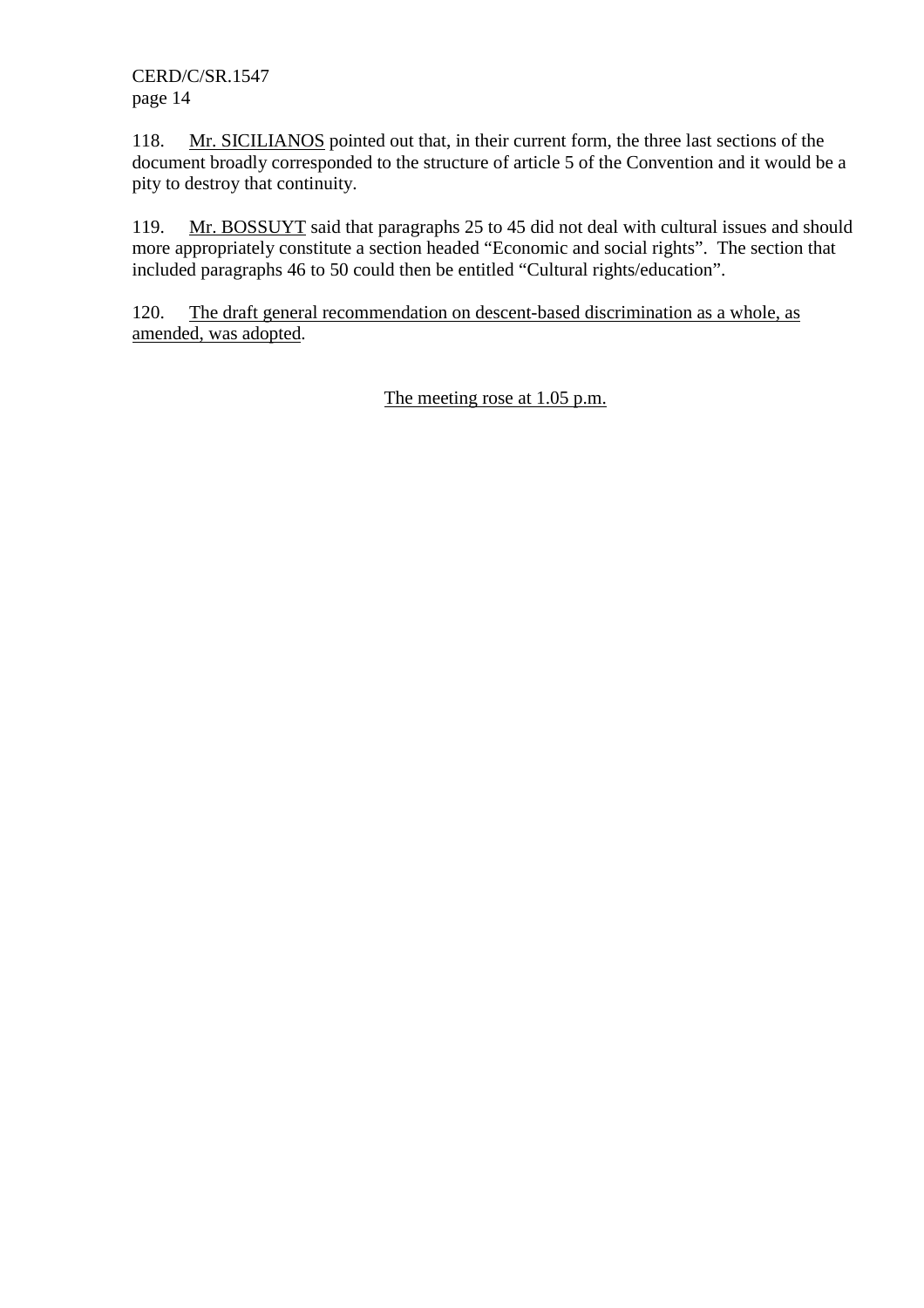118. Mr. SICILIANOS pointed out that, in their current form, the three last sections of the document broadly corresponded to the structure of article 5 of the Convention and it would be a pity to destroy that continuity.

119. Mr. BOSSUYT said that paragraphs 25 to 45 did not deal with cultural issues and should more appropriately constitute a section headed “Economic and social rights”. The section that included paragraphs 46 to 50 could then be entitled “Cultural rights/education”.

120. The draft general recommendation on descent-based discrimination as a whole, as amended, was adopted.

The meeting rose at 1.05 p.m.